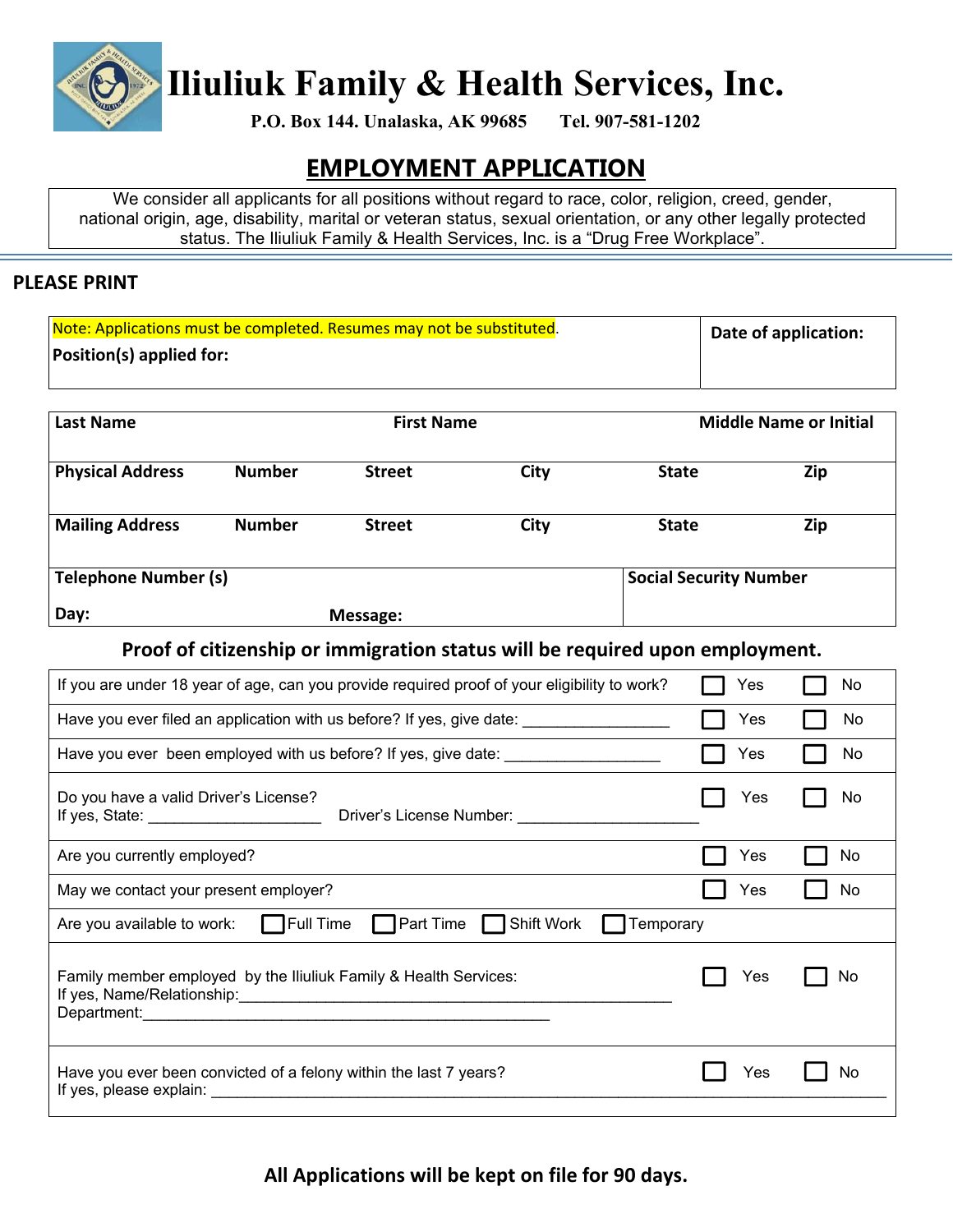# Iliuliuk Family & Health Services, Inc.

**P.O. Box 144. Unalaska, AK 99685 Tel. 907-581-1202**

## EMPLOYMENT APPLICATION

We consider all applicants for all positions without regard to race, color, religion, creed, gender, national origin, age, disability, marital or veteran status, sexual orientation, or any other legally protected status. The Iliuliuk Family & Health Services, Inc. is a "Drug Free Workplace".

**PLEASE PRINT**

| Note: Applications must be completed. Resumes may not be substituted.<br>**Position(s) applied for:** | **Date of application:** |
|---|---|

| **Last Name** | | **First Name** | | **Middle Name or Initial** | |
|---|---|---|---|---|---|
| **Physical Address** | **Number** | **Street** | **City** | **State** | **Zip** |
| **Mailing Address** | **Number** | **Street** | **City** | **State** | **Zip** |

| **Telephone Number (s)**<br>**Day:** **Message:** | **Social Security Number** |
|---|---|

**Proof of citizenship or immigration status will be required upon employment.**

| Question | | |
|---|---|---|
| If you are under 18 year of age, can you provide required proof of your eligibility to work? | ☐ Yes | ☐ No |
| Have you ever filed an application with us before? If yes, give date: _________________ | ☐ Yes | ☐ No |
| Have you ever been employed with us before? If yes, give date: __________________ | ☐ Yes | ☐ No |
| Do you have a valid Driver's License?<br>If yes, State: ____________________ Driver's License Number: _____________________ | ☐ Yes | ☐ No |
| Are you currently employed? | ☐ Yes | ☐ No |
| May we contact your present employer? | ☐ Yes | ☐ No |
| Are you available to work: ☐ Full Time ☐ Part Time ☐ Shift Work ☐ Temporary | | |
| Family member employed by the Iliuliuk Family & Health Services:<br>If yes, Name/Relationship:____________________________________________________<br>Department:______________________________________________ | ☐ Yes | ☐ No |
| Have you ever been convicted of a felony within the last 7 years?<br>If yes, please explain: ______________________________________________________________________________ | ☐ Yes | ☐ No |

**All Applications will be kept on file for 90 days.**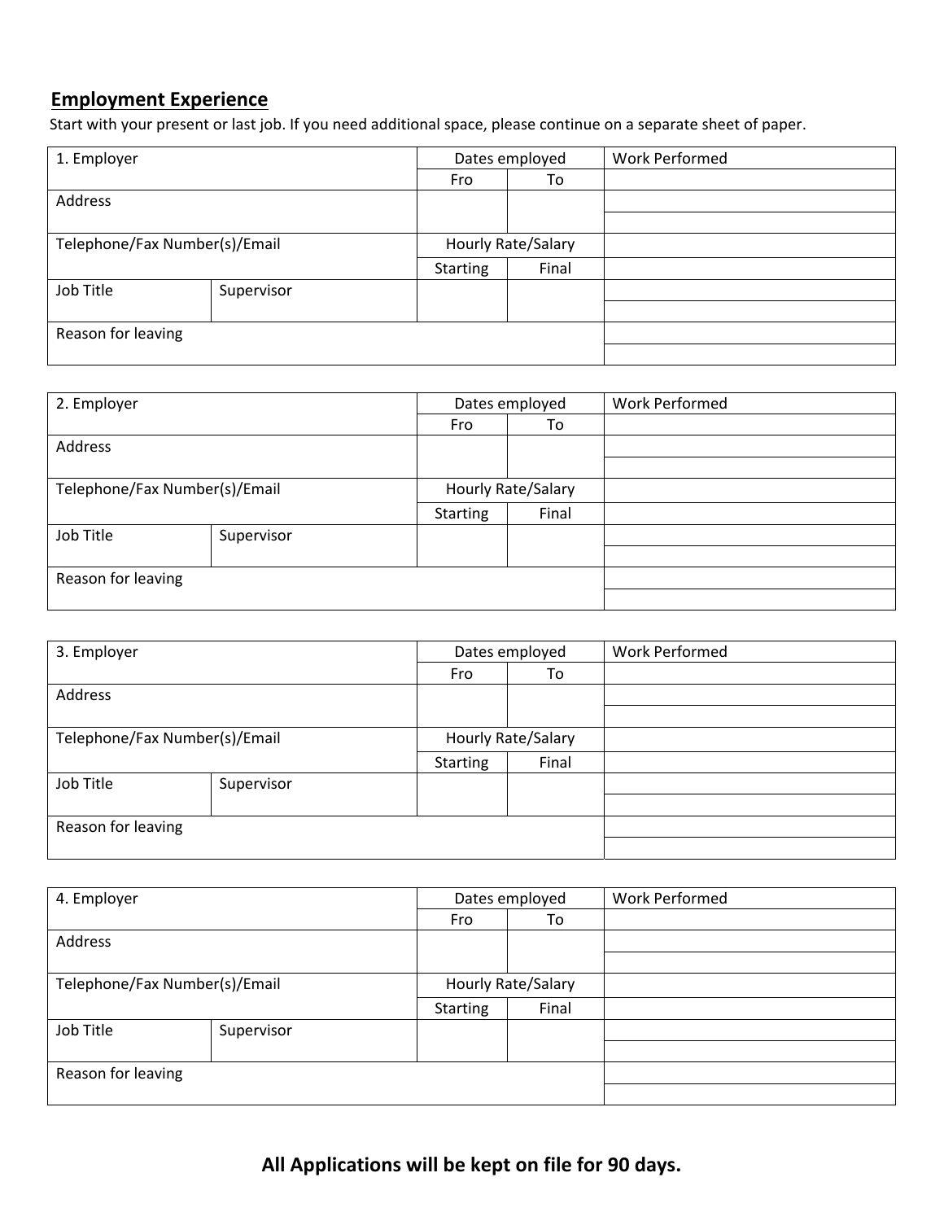## Employment Experience

Start with your present or last job. If you need additional space, please continue on a separate sheet of paper.

| 1. Employer | | Dates employed | | Work Performed |
|---|---|---|---|---|
| | | Fro | To | |
| Address | | | | |
| Telephone/Fax Number(s)/Email | | Hourly Rate/Salary | | |
| | | Starting | Final | |
| Job Title | Supervisor | | | |
| Reason for leaving | | | | |

| 2. Employer | | Dates employed | | Work Performed |
|---|---|---|---|---|
| | | Fro | To | |
| Address | | | | |
| Telephone/Fax Number(s)/Email | | Hourly Rate/Salary | | |
| | | Starting | Final | |
| Job Title | Supervisor | | | |
| Reason for leaving | | | | |

| 3. Employer | | Dates employed | | Work Performed |
|---|---|---|---|---|
| | | Fro | To | |
| Address | | | | |
| Telephone/Fax Number(s)/Email | | Hourly Rate/Salary | | |
| | | Starting | Final | |
| Job Title | Supervisor | | | |
| Reason for leaving | | | | |

| 4. Employer | | Dates employed | | Work Performed |
|---|---|---|---|---|
| | | Fro | To | |
| Address | | | | |
| Telephone/Fax Number(s)/Email | | Hourly Rate/Salary | | |
| | | Starting | Final | |
| Job Title | Supervisor | | | |
| Reason for leaving | | | | |

**All Applications will be kept on file for 90 days.**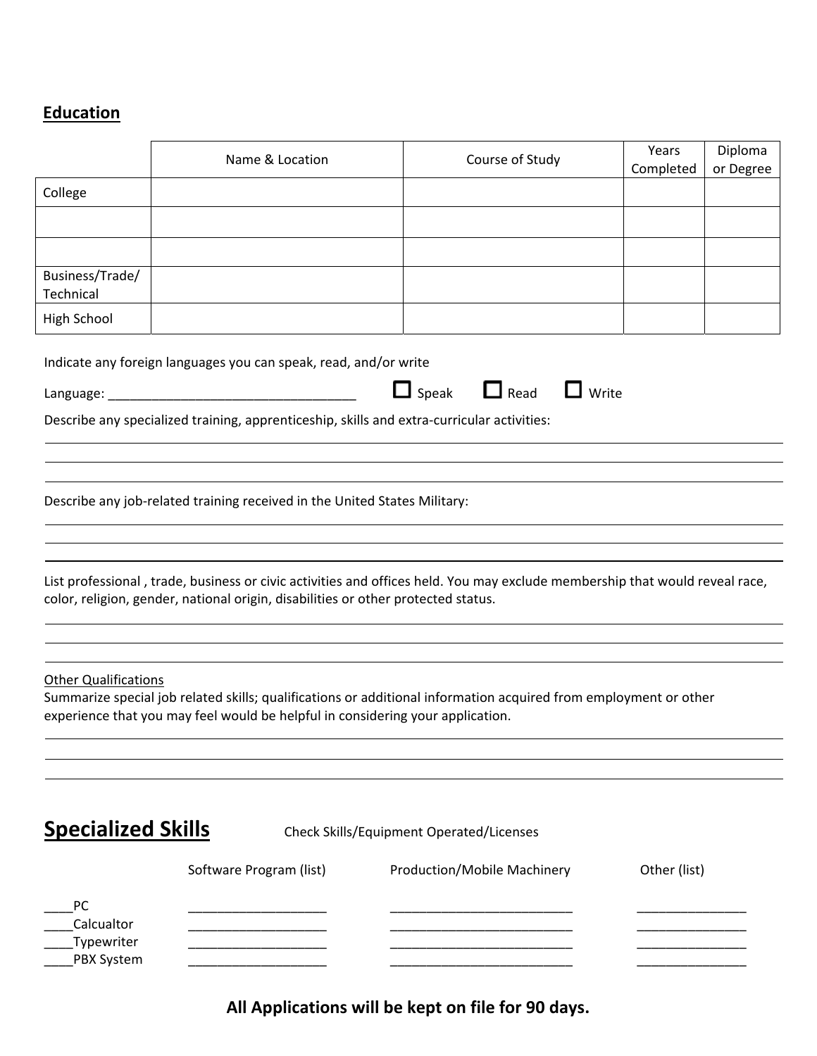## Education

| | Name & Location | Course of Study | Years Completed | Diploma or Degree |
|---|---|---|---|---|
| College | | | | |
| | | | | |
| | | | | |
| Business/Trade/ Technical | | | | |
| High School | | | | |

Indicate any foreign languages you can speak, read, and/or write

Language: ___________________________________ ☐ Speak ☐ Read ☐ Write

Describe any specialized training, apprenticeship, skills and extra-curricular activities:

_______________________________________________________________________________

_______________________________________________________________________________

_______________________________________________________________________________

Describe any job-related training received in the United States Military:

_______________________________________________________________________________

_______________________________________________________________________________

_______________________________________________________________________________

List professional , trade, business or civic activities and offices held. You may exclude membership that would reveal race, color, religion, gender, national origin, disabilities or other protected status.

_______________________________________________________________________________

_______________________________________________________________________________

_______________________________________________________________________________

Other Qualifications

Summarize special job related skills; qualifications or additional information acquired from employment or other experience that you may feel would be helpful in considering your application.

_______________________________________________________________________________

_______________________________________________________________________________

_______________________________________________________________________________

# Specialized Skills

Check Skills/Equipment Operated/Licenses

| | Software Program (list) | Production/Mobile Machinery | Other (list) |
|---|---|---|---|
| ____PC | ___________________ | _________________________ | _______________ |
| ____Calcualtor | ___________________ | _________________________ | _______________ |
| ____Typewriter | ___________________ | _________________________ | _______________ |
| ____PBX System | ___________________ | _________________________ | _______________ |

**All Applications will be kept on file for 90 days.**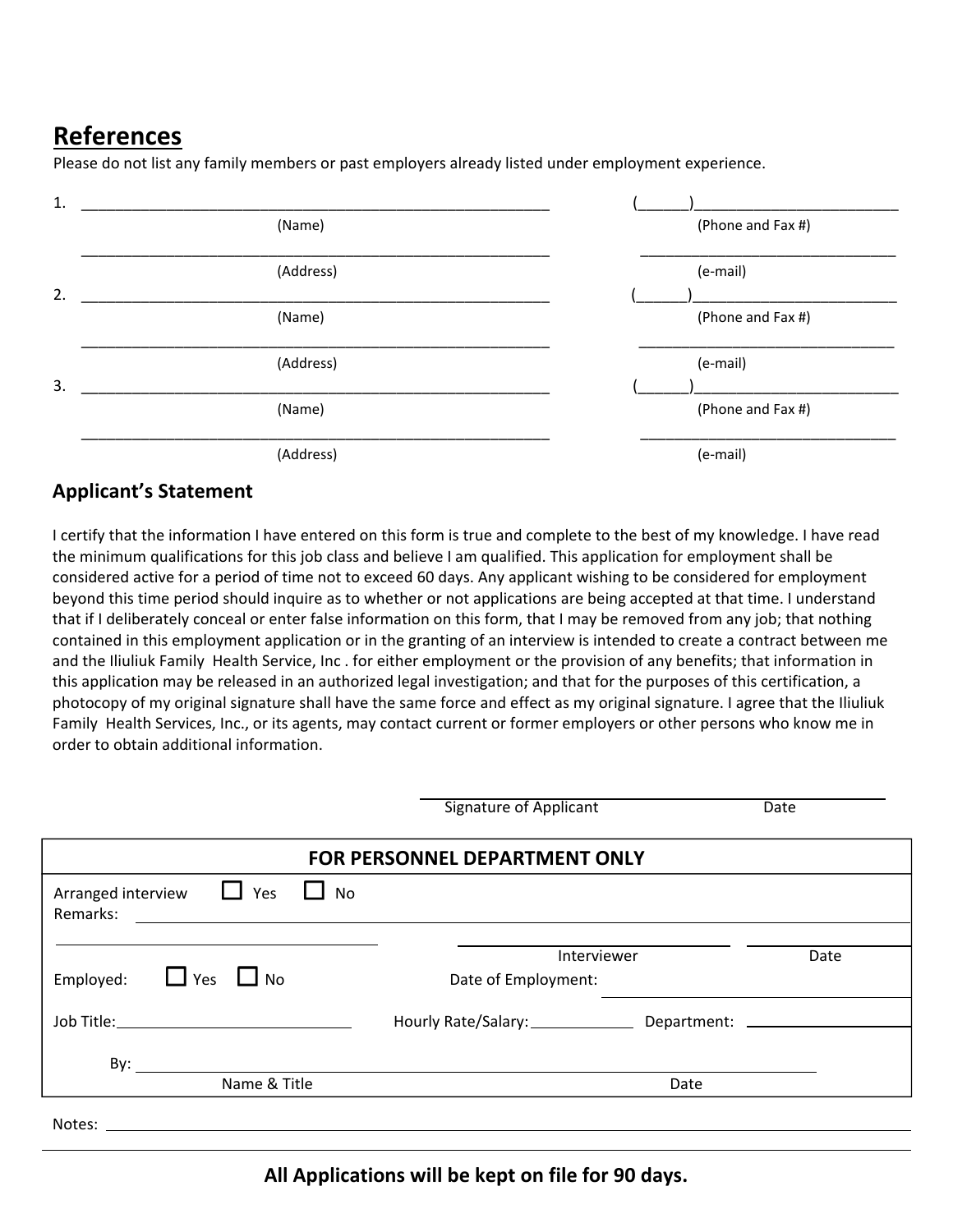## References

Please do not list any family members or past employers already listed under employment experience.

1. ___________________________________________ (______)_______________________
   (Name) (Phone and Fax #)

   ___________________________________________ _______________________________
   (Address) (e-mail)

2. ___________________________________________ (______)_______________________
   (Name) (Phone and Fax #)

   ___________________________________________ _______________________________
   (Address) (e-mail)

3. ___________________________________________ (______)_______________________
   (Name) (Phone and Fax #)

   ___________________________________________ _______________________________
   (Address) (e-mail)

### Applicant's Statement

I certify that the information I have entered on this form is true and complete to the best of my knowledge. I have read the minimum qualifications for this job class and believe I am qualified. This application for employment shall be considered active for a period of time not to exceed 60 days. Any applicant wishing to be considered for employment beyond this time period should inquire as to whether or not applications are being accepted at that time. I understand that if I deliberately conceal or enter false information on this form, that I may be removed from any job; that nothing contained in this employment application or in the granting of an interview is intended to create a contract between me and the Iliuliuk Family Health Service, Inc . for either employment or the provision of any benefits; that information in this application may be released in an authorized legal investigation; and that for the purposes of this certification, a photocopy of my original signature shall have the same force and effect as my original signature. I agree that the Iliuliuk Family Health Services, Inc., or its agents, may contact current or former employers or other persons who know me in order to obtain additional information.

_______________________________________________
Signature of Applicant Date

**FOR PERSONNEL DEPARTMENT ONLY**

Arranged interview ☐ Yes ☐ No

Remarks: ______________________________________________

______________________ ______________________ ______________
Interviewer Date

Employed: ☐ Yes ☐ No Date of Employment: ______________________

Job Title: ______________________ Hourly Rate/Salary: ______________ Department: ______________

By: ______________________________________________
Name & Title Date

Notes: ______________________________________________

**All Applications will be kept on file for 90 days.**